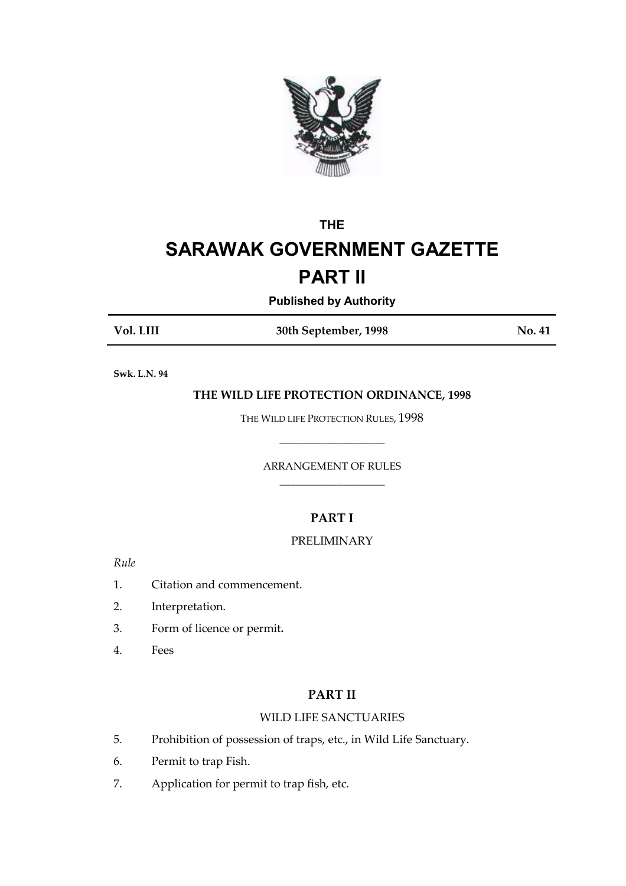# THE
# SARAWAK GOVERNMENT GAZETTE
# PART II

**Published by Authority**

| Vol. LIII | 30th September, 1998 | No. 41 |
|---|---|---|

**Swk. L.N. 94**

## THE WILD LIFE PROTECTION ORDINANCE, 1998

THE WILD LIFE PROTECTION RULES, 1998

---

ARRANGEMENT OF RULES

---

### PART I

PRELIMINARY

*Rule*

1. Citation and commencement.
2. Interpretation.
3. Form of licence or permit**.**
4. Fees

### PART II

WILD LIFE SANCTUARIES

5. Prohibition of possession of traps, etc., in Wild Life Sanctuary.
6. Permit to trap Fish.
7. Application for permit to trap fish, etc.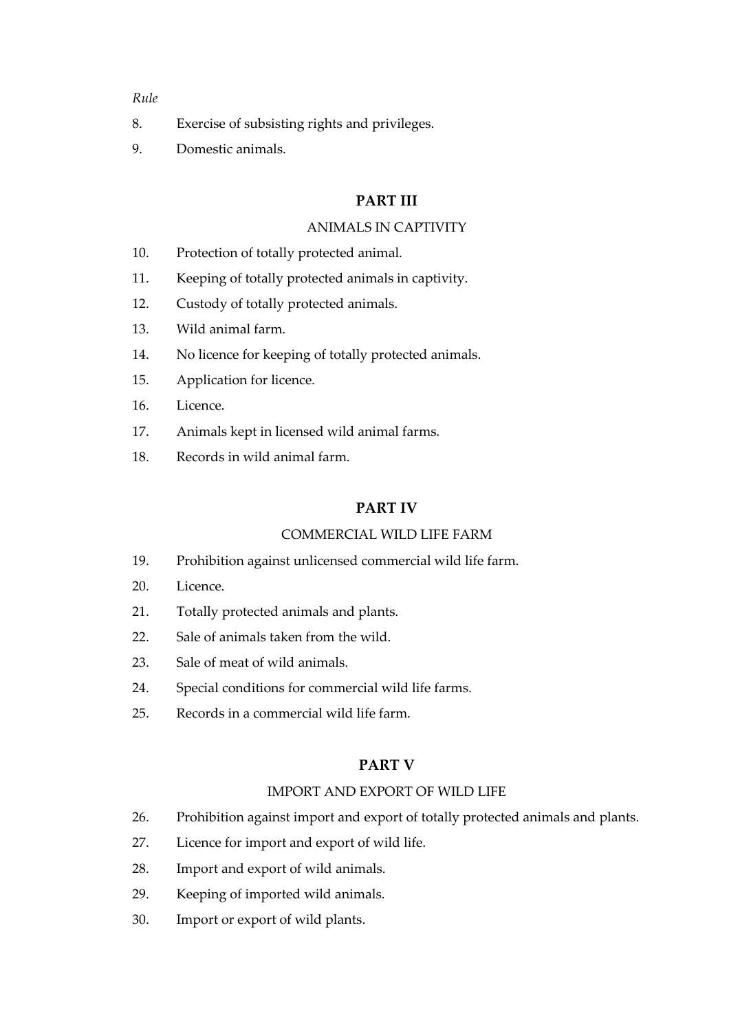*Rule*

8. Exercise of subsisting rights and privileges.
9. Domestic animals.

## PART III

### ANIMALS IN CAPTIVITY

10. Protection of totally protected animal.
11. Keeping of totally protected animals in captivity.
12. Custody of totally protected animals.
13. Wild animal farm.
14. No licence for keeping of totally protected animals.
15. Application for licence.
16. Licence.
17. Animals kept in licensed wild animal farms.
18. Records in wild animal farm.

## PART IV

### COMMERCIAL WILD LIFE FARM

19. Prohibition against unlicensed commercial wild life farm.
20. Licence.
21. Totally protected animals and plants.
22. Sale of animals taken from the wild.
23. Sale of meat of wild animals.
24. Special conditions for commercial wild life farms.
25. Records in a commercial wild life farm.

## PART V

### IMPORT AND EXPORT OF WILD LIFE

26. Prohibition against import and export of totally protected animals and plants.
27. Licence for import and export of wild life.
28. Import and export of wild animals.
29. Keeping of imported wild animals.
30. Import or export of wild plants.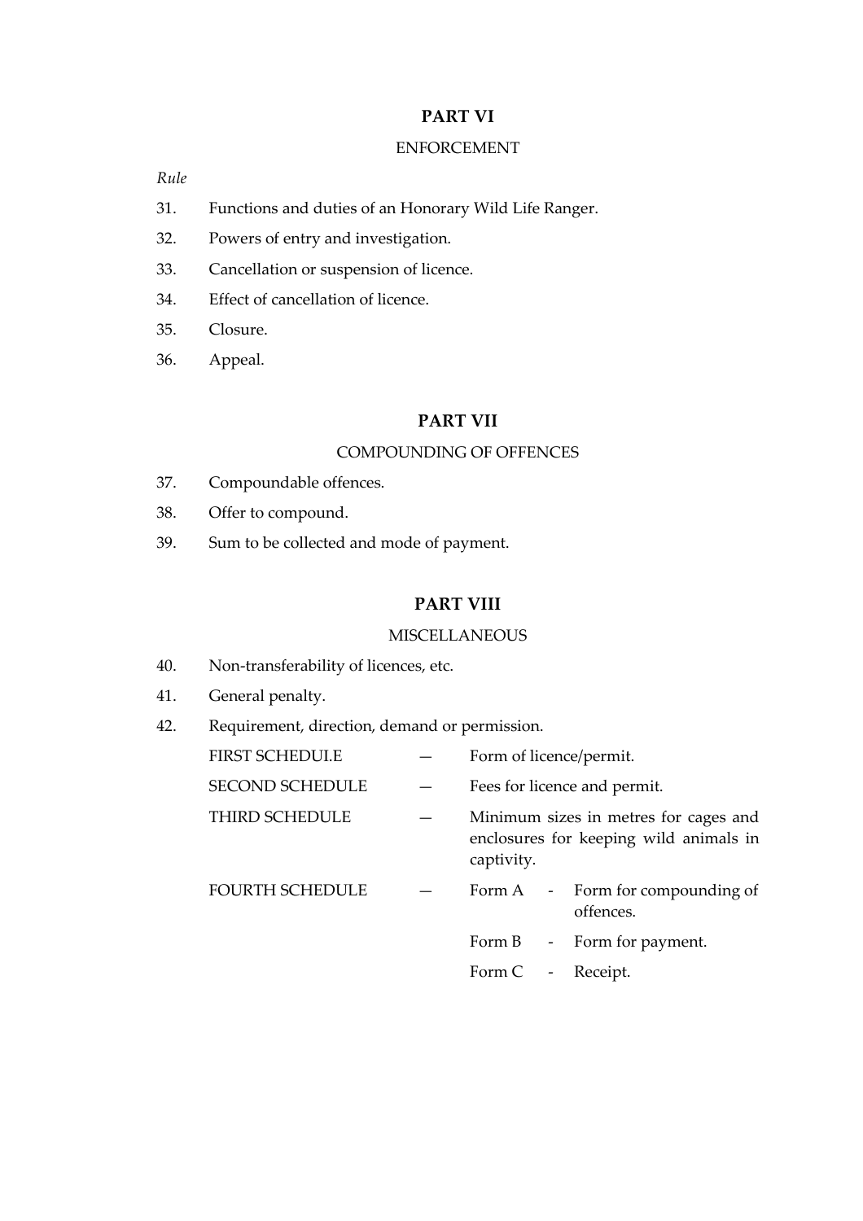## PART VI

ENFORCEMENT

*Rule*

31. Functions and duties of an Honorary Wild Life Ranger.
32. Powers of entry and investigation.
33. Cancellation or suspension of licence.
34. Effect of cancellation of licence.
35. Closure.
36. Appeal.

## PART VII

COMPOUNDING OF OFFENCES

37. Compoundable offences.
38. Offer to compound.
39. Sum to be collected and mode of payment.

## PART VIII

MISCELLANEOUS

40. Non-transferability of licences, etc.
41. General penalty.
42. Requirement, direction, demand or permission.

| | | | | |
|---|---|---|---|---|
| FIRST SCHEDULE | — | Form of licence/permit. | | |
| SECOND SCHEDULE | — | Fees for licence and permit. | | |
| THIRD SCHEDULE | — | Minimum sizes in metres for cages and enclosures for keeping wild animals in captivity. | | |
| FOURTH SCHEDULE | — | Form A | - | Form for compounding of offences. |
| | | Form B | - | Form for payment. |
| | | Form C | - | Receipt. |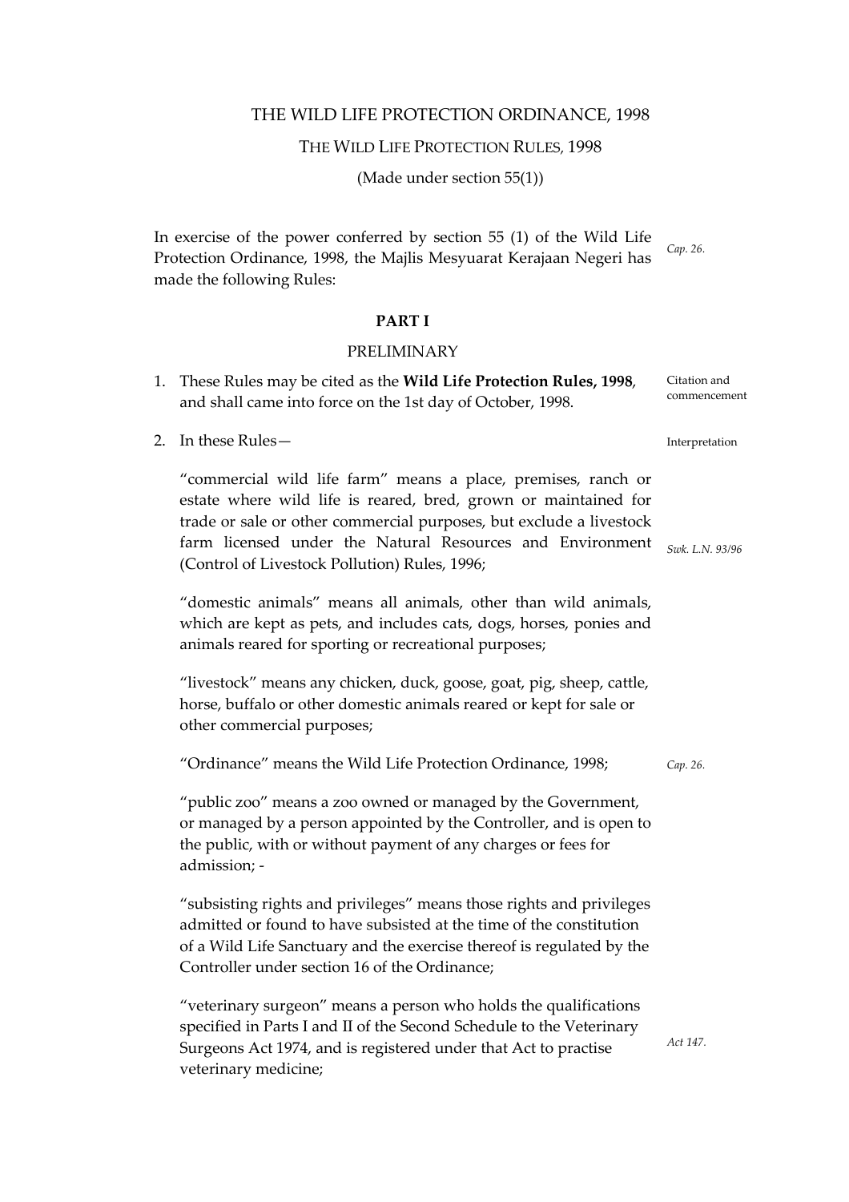# THE WILD LIFE PROTECTION ORDINANCE, 1998

## THE WILD LIFE PROTECTION RULES, 1998

(Made under section 55(1))

In exercise of the power conferred by section 55 (1) of the Wild Life Protection Ordinance, 1998, the Majlis Mesyuarat Kerajaan Negeri has made the following Rules: *Cap. 26.*

## PART I

### PRELIMINARY

Citation and commencement

1. These Rules may be cited as the **Wild Life Protection Rules, 1998**, and shall came into force on the 1st day of October, 1998.

Interpretation

2. In these Rules—

   "commercial wild life farm" means a place, premises, ranch or estate where wild life is reared, bred, grown or maintained for trade or sale or other commercial purposes, but exclude a livestock farm licensed under the Natural Resources and Environment (Control of Livestock Pollution) Rules, 1996; *Swk. L.N. 93/96*

   "domestic animals" means all animals, other than wild animals, which are kept as pets, and includes cats, dogs, horses, ponies and animals reared for sporting or recreational purposes;

   "livestock" means any chicken, duck, goose, goat, pig, sheep, cattle, horse, buffalo or other domestic animals reared or kept for sale or other commercial purposes;

   "Ordinance" means the Wild Life Protection Ordinance, 1998; *Cap. 26.*

   "public zoo" means a zoo owned or managed by the Government, or managed by a person appointed by the Controller, and is open to the public, with or without payment of any charges or fees for admission; -

   "subsisting rights and privileges" means those rights and privileges admitted or found to have subsisted at the time of the constitution of a Wild Life Sanctuary and the exercise thereof is regulated by the Controller under section 16 of the Ordinance;

   "veterinary surgeon" means a person who holds the qualifications specified in Parts I and II of the Second Schedule to the Veterinary Surgeons Act 1974, and is registered under that Act to practise veterinary medicine; *Act 147.*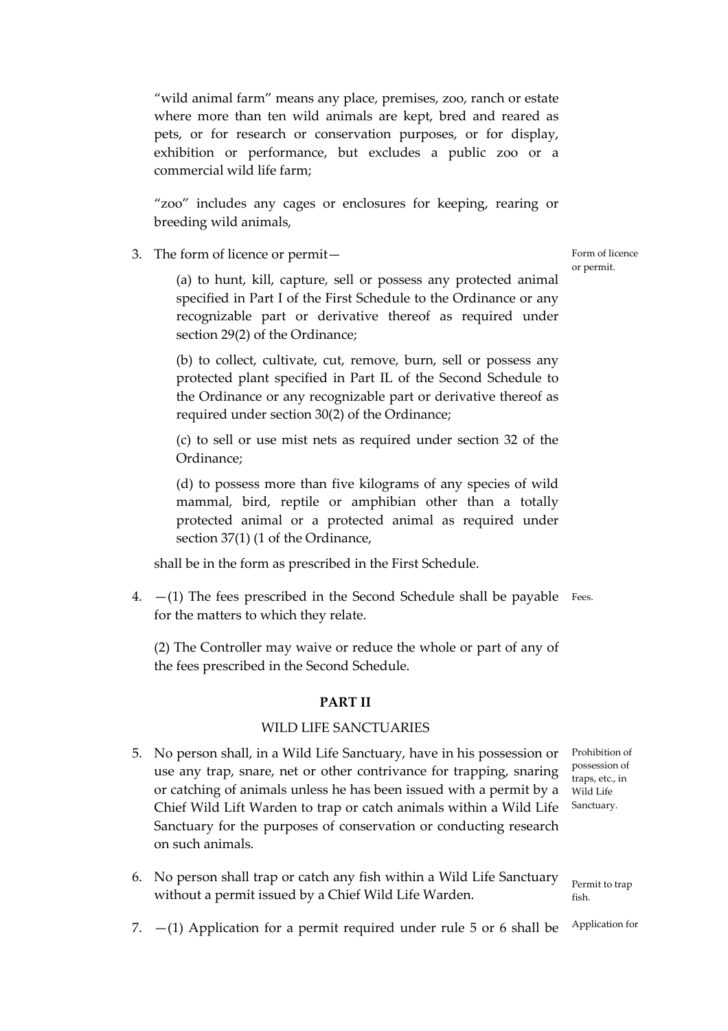"wild animal farm" means any place, premises, zoo, ranch or estate where more than ten wild animals are kept, bred and reared as pets, or for research or conservation purposes, or for display, exhibition or performance, but excludes a public zoo or a commercial wild life farm;

"zoo" includes any cages or enclosures for keeping, rearing or breeding wild animals,

3. The form of licence or permit—

*Form of licence or permit.*

(a) to hunt, kill, capture, sell or possess any protected animal specified in Part I of the First Schedule to the Ordinance or any recognizable part or derivative thereof as required under section 29(2) of the Ordinance;

(b) to collect, cultivate, cut, remove, burn, sell or possess any protected plant specified in Part IL of the Second Schedule to the Ordinance or any recognizable part or derivative thereof as required under section 30(2) of the Ordinance;

(c) to sell or use mist nets as required under section 32 of the Ordinance;

(d) to possess more than five kilograms of any species of wild mammal, bird, reptile or amphibian other than a totally protected animal or a protected animal as required under section 37(1) (1 of the Ordinance,

shall be in the form as prescribed in the First Schedule.

4. —(1) The fees prescribed in the Second Schedule shall be payable for the matters to which they relate.

*Fees.*

(2) The Controller may waive or reduce the whole or part of any of the fees prescribed in the Second Schedule.

## PART II

### WILD LIFE SANCTUARIES

5. No person shall, in a Wild Life Sanctuary, have in his possession or use any trap, snare, net or other contrivance for trapping, snaring or catching of animals unless he has been issued with a permit by a Chief Wild Lift Warden to trap or catch animals within a Wild Life Sanctuary for the purposes of conservation or conducting research on such animals.

*Prohibition of possession of traps, etc., in Wild Life Sanctuary.*

6. No person shall trap or catch any fish within a Wild Life Sanctuary without a permit issued by a Chief Wild Life Warden.

*Permit to trap fish.*

7. —(1) Application for a permit required under rule 5 or 6 shall be

*Application for*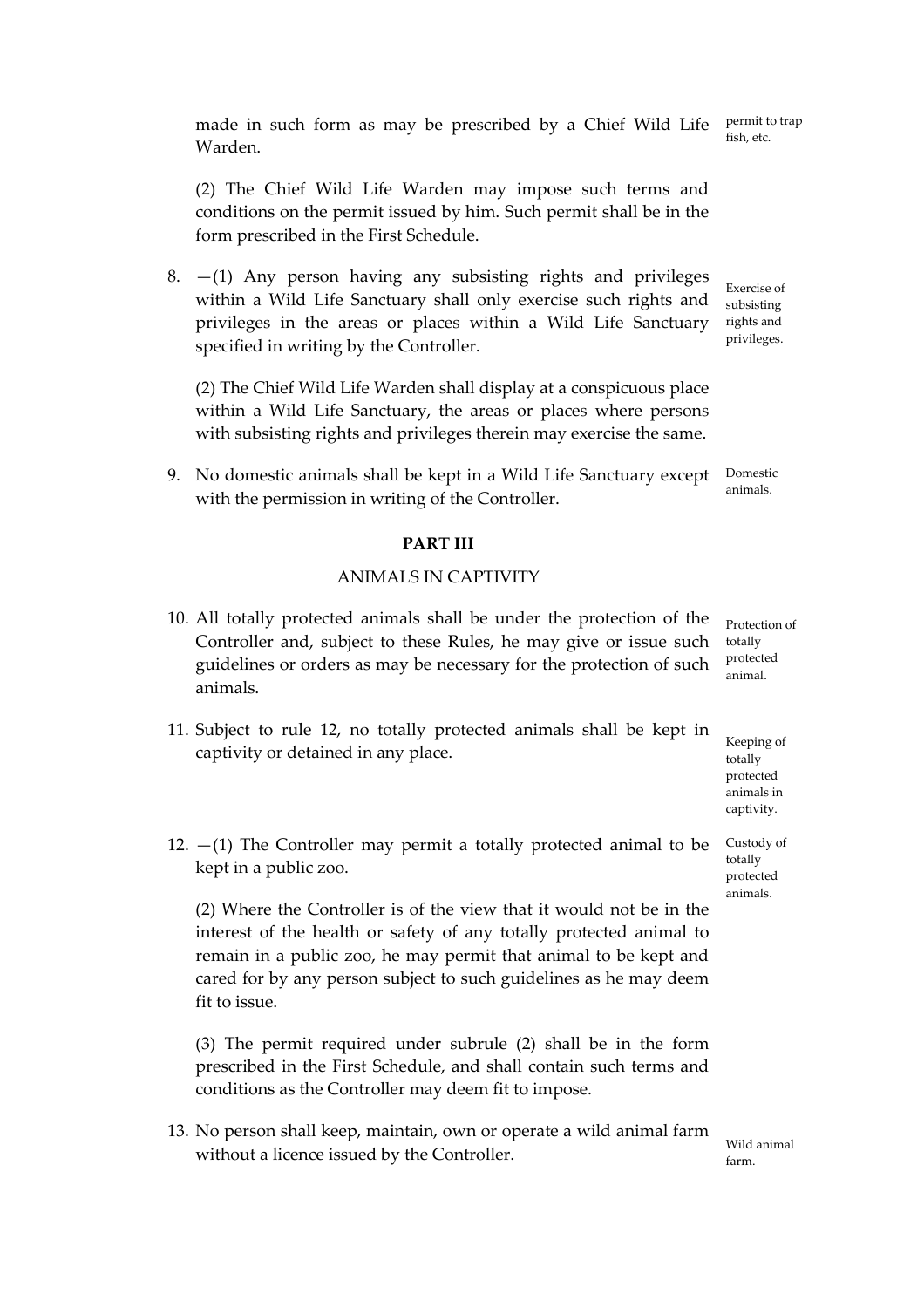made in such form as may be prescribed by a Chief Wild Life Warden.

(2) The Chief Wild Life Warden may impose such terms and conditions on the permit issued by him. Such permit shall be in the form prescribed in the First Schedule.

8. —(1) Any person having any subsisting rights and privileges within a Wild Life Sanctuary shall only exercise such rights and privileges in the areas or places within a Wild Life Sanctuary specified in writing by the Controller.

*Exercise of subsisting rights and privileges.*

(2) The Chief Wild Life Warden shall display at a conspicuous place within a Wild Life Sanctuary, the areas or places where persons with subsisting rights and privileges therein may exercise the same.

9. No domestic animals shall be kept in a Wild Life Sanctuary except with the permission in writing of the Controller.

*Domestic animals.*

## PART III

### ANIMALS IN CAPTIVITY

10. All totally protected animals shall be under the protection of the Controller and, subject to these Rules, he may give or issue such guidelines or orders as may be necessary for the protection of such animals.

*Protection of totally protected animal.*

11. Subject to rule 12, no totally protected animals shall be kept in captivity or detained in any place.

*Keeping of totally protected animals in captivity.*

12. —(1) The Controller may permit a totally protected animal to be kept in a public zoo.

*Custody of totally protected animals.*

(2) Where the Controller is of the view that it would not be in the interest of the health or safety of any totally protected animal to remain in a public zoo, he may permit that animal to be kept and cared for by any person subject to such guidelines as he may deem fit to issue.

(3) The permit required under subrule (2) shall be in the form prescribed in the First Schedule, and shall contain such terms and conditions as the Controller may deem fit to impose.

13. No person shall keep, maintain, own or operate a wild animal farm without a licence issued by the Controller.

*Wild animal farm.*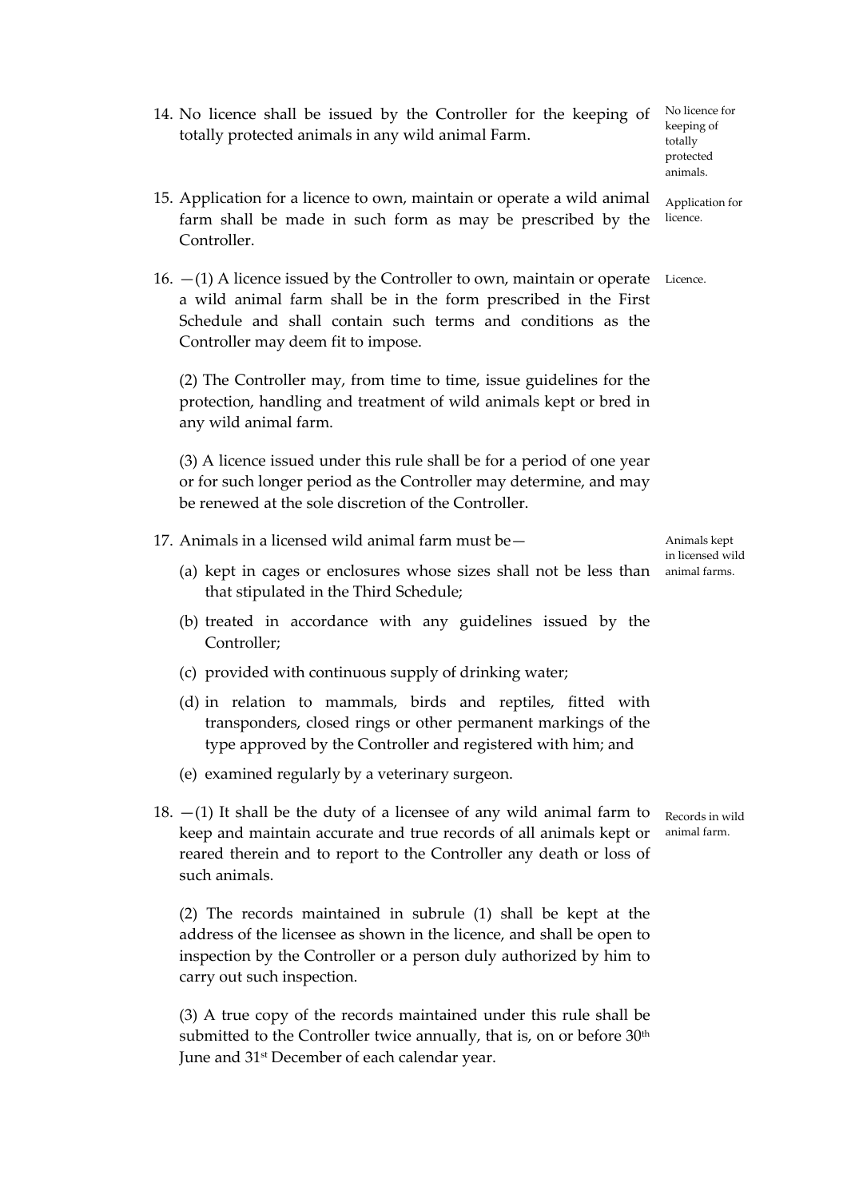14. No licence shall be issued by the Controller for the keeping of totally protected animals in any wild animal Farm.

*No licence for keeping of totally protected animals.*

15. Application for a licence to own, maintain or operate a wild animal farm shall be made in such form as may be prescribed by the Controller.

*Application for licence.*

16. —(1) A licence issued by the Controller to own, maintain or operate a wild animal farm shall be in the form prescribed in the First Schedule and shall contain such terms and conditions as the Controller may deem fit to impose.

*Licence.*

(2) The Controller may, from time to time, issue guidelines for the protection, handling and treatment of wild animals kept or bred in any wild animal farm.

(3) A licence issued under this rule shall be for a period of one year or for such longer period as the Controller may determine, and may be renewed at the sole discretion of the Controller.

17. Animals in a licensed wild animal farm must be—

*Animals kept in licensed wild animal farms.*

(a) kept in cages or enclosures whose sizes shall not be less than that stipulated in the Third Schedule;

(b) treated in accordance with any guidelines issued by the Controller;

(c) provided with continuous supply of drinking water;

(d) in relation to mammals, birds and reptiles, fitted with transponders, closed rings or other permanent markings of the type approved by the Controller and registered with him; and

(e) examined regularly by a veterinary surgeon.

18. —(1) It shall be the duty of a licensee of any wild animal farm to keep and maintain accurate and true records of all animals kept or reared therein and to report to the Controller any death or loss of such animals.

*Records in wild animal farm.*

(2) The records maintained in subrule (1) shall be kept at the address of the licensee as shown in the licence, and shall be open to inspection by the Controller or a person duly authorized by him to carry out such inspection.

(3) A true copy of the records maintained under this rule shall be submitted to the Controller twice annually, that is, on or before 30th June and 31st December of each calendar year.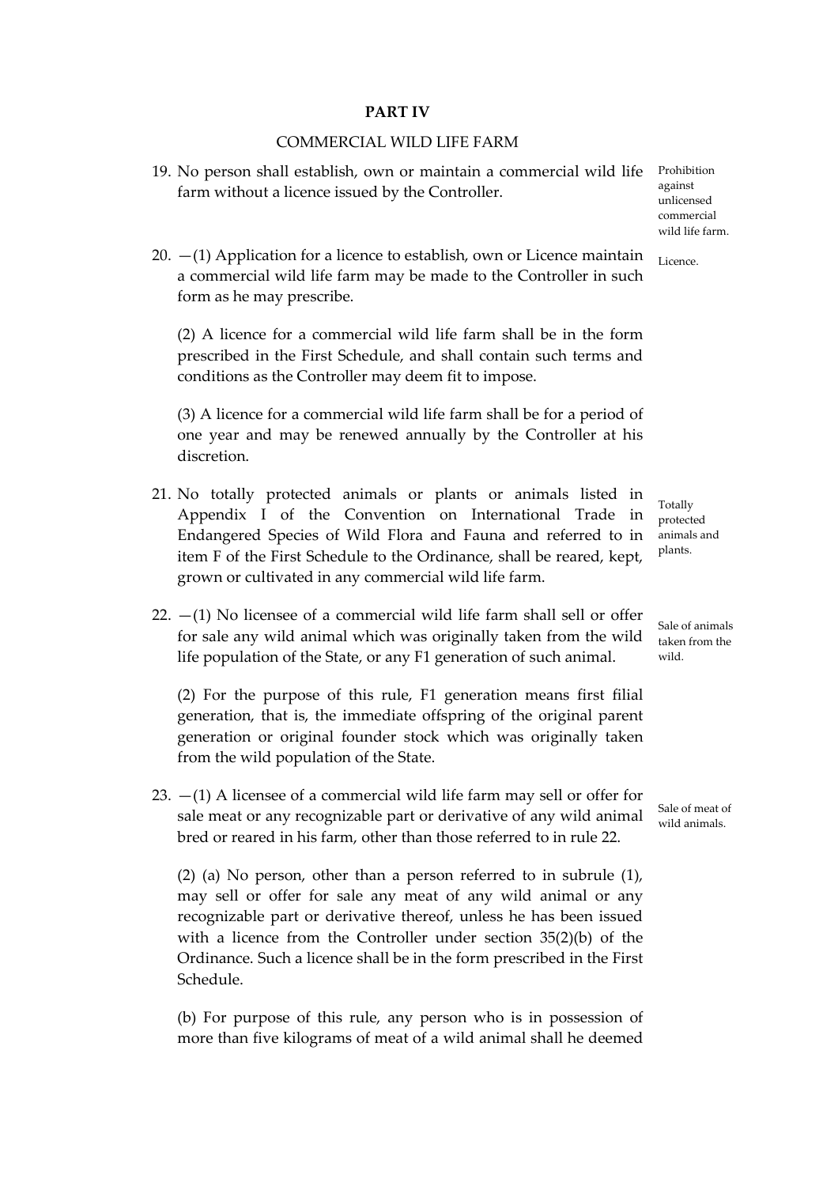## PART IV

### COMMERCIAL WILD LIFE FARM

19. No person shall establish, own or maintain a commercial wild life farm without a licence issued by the Controller.

*Prohibition against unlicensed commercial wild life farm.*

20. —(1) Application for a licence to establish, own or maintain a commercial wild life farm may be made to the Controller in such form as he may prescribe.

*Licence.*

(2) A licence for a commercial wild life farm shall be in the form prescribed in the First Schedule, and shall contain such terms and conditions as the Controller may deem fit to impose.

(3) A licence for a commercial wild life farm shall be for a period of one year and may be renewed annually by the Controller at his discretion.

21. No totally protected animals or plants or animals listed in Appendix I of the Convention on International Trade in Endangered Species of Wild Flora and Fauna and referred to in item F of the First Schedule to the Ordinance, shall be reared, kept, grown or cultivated in any commercial wild life farm.

*Totally protected animals and plants.*

22. —(1) No licensee of a commercial wild life farm shall sell or offer for sale any wild animal which was originally taken from the wild life population of the State, or any F1 generation of such animal.

*Sale of animals taken from the wild.*

(2) For the purpose of this rule, F1 generation means first filial generation, that is, the immediate offspring of the original parent generation or original founder stock which was originally taken from the wild population of the State.

23. —(1) A licensee of a commercial wild life farm may sell or offer for sale meat or any recognizable part or derivative of any wild animal bred or reared in his farm, other than those referred to in rule 22.

*Sale of meat of wild animals.*

(2) (a) No person, other than a person referred to in subrule (1), may sell or offer for sale any meat of any wild animal or any recognizable part or derivative thereof, unless he has been issued with a licence from the Controller under section 35(2)(b) of the Ordinance. Such a licence shall be in the form prescribed in the First Schedule.

(b) For purpose of this rule, any person who is in possession of more than five kilograms of meat of a wild animal shall he deemed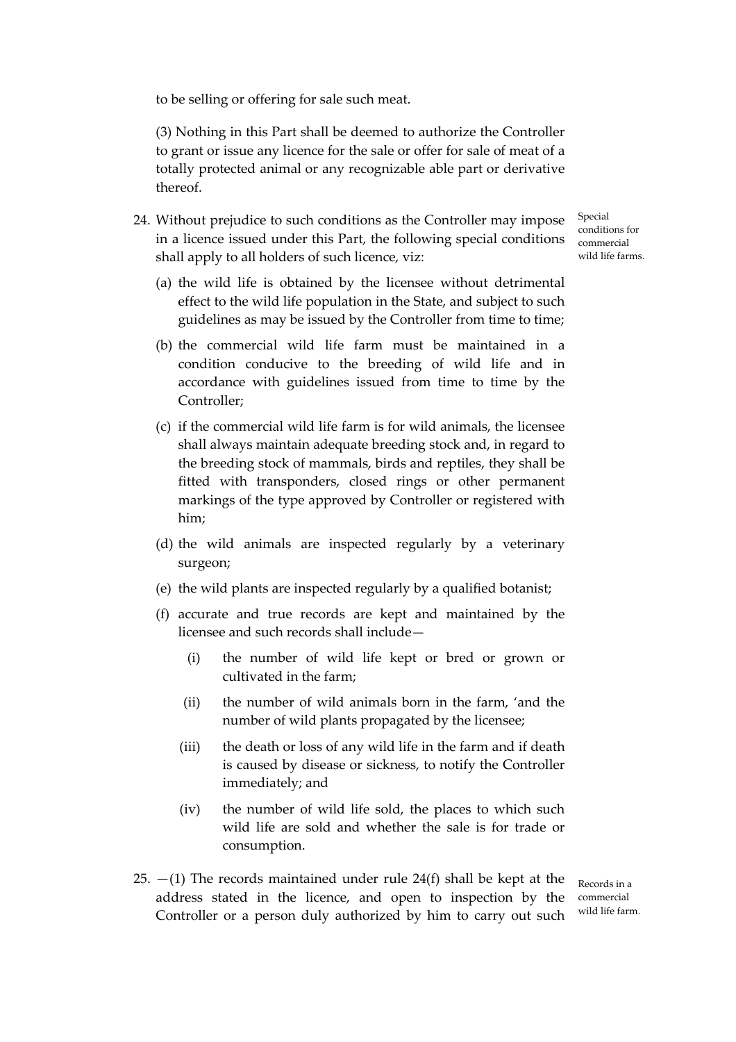to be selling or offering for sale such meat.

(3) Nothing in this Part shall be deemed to authorize the Controller to grant or issue any licence for the sale or offer for sale of meat of a totally protected animal or any recognizable able part or derivative thereof.

24. Without prejudice to such conditions as the Controller may impose in a licence issued under this Part, the following special conditions shall apply to all holders of such licence, viz:

Special conditions for commercial wild life farms.

(a) the wild life is obtained by the licensee without detrimental effect to the wild life population in the State, and subject to such guidelines as may be issued by the Controller from time to time;

(b) the commercial wild life farm must be maintained in a condition conducive to the breeding of wild life and in accordance with guidelines issued from time to time by the Controller;

(c) if the commercial wild life farm is for wild animals, the licensee shall always maintain adequate breeding stock and, in regard to the breeding stock of mammals, birds and reptiles, they shall be fitted with transponders, closed rings or other permanent markings of the type approved by Controller or registered with him;

(d) the wild animals are inspected regularly by a veterinary surgeon;

(e) the wild plants are inspected regularly by a qualified botanist;

(f) accurate and true records are kept and maintained by the licensee and such records shall include—

(i) the number of wild life kept or bred or grown or cultivated in the farm;

(ii) the number of wild animals born in the farm, 'and the number of wild plants propagated by the licensee;

(iii) the death or loss of any wild life in the farm and if death is caused by disease or sickness, to notify the Controller immediately; and

(iv) the number of wild life sold, the places to which such wild life are sold and whether the sale is for trade or consumption.

25. —(1) The records maintained under rule 24(f) shall be kept at the address stated in the licence, and open to inspection by the Controller or a person duly authorized by him to carry out such

Records in a commercial wild life farm.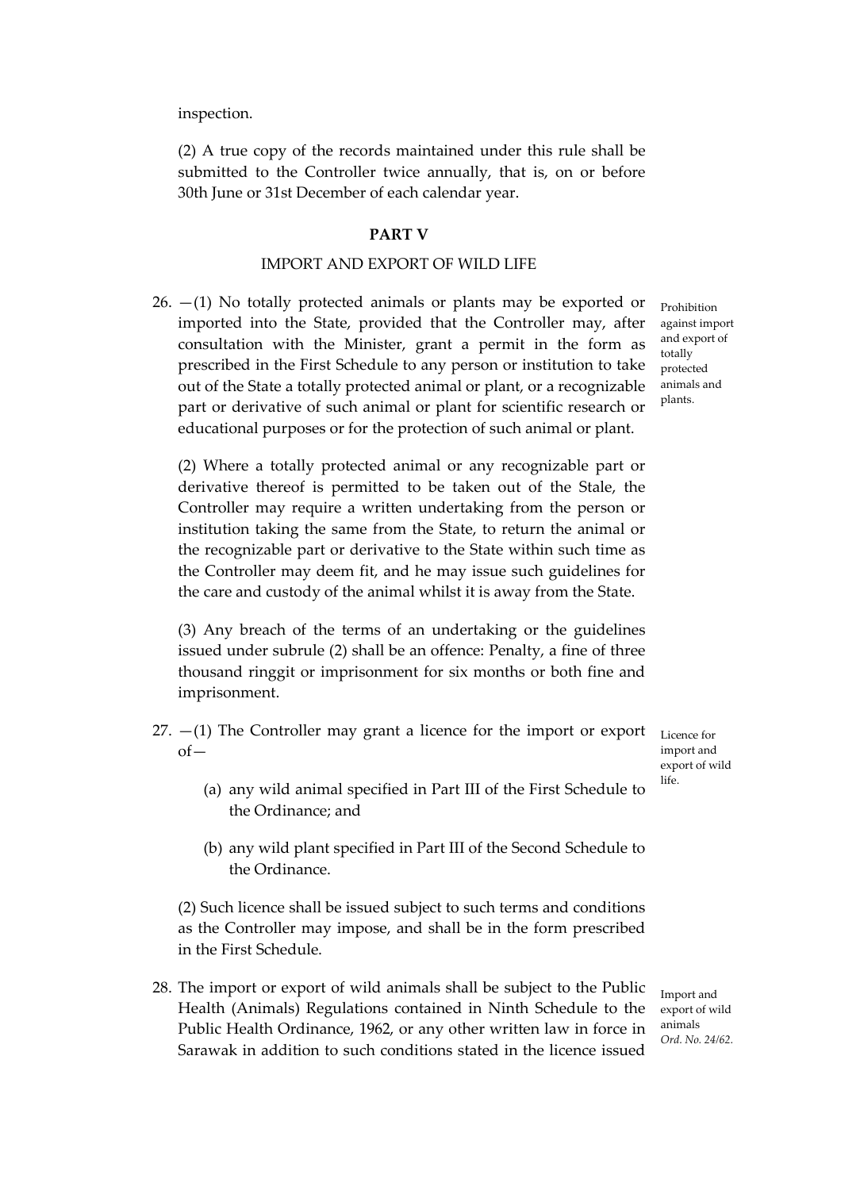inspection.

(2) A true copy of the records maintained under this rule shall be submitted to the Controller twice annually, that is, on or before 30th June or 31st December of each calendar year.

## PART V

### IMPORT AND EXPORT OF WILD LIFE

*Prohibition against import and export of totally protected animals and plants.*

26. —(1) No totally protected animals or plants may be exported or imported into the State, provided that the Controller may, after consultation with the Minister, grant a permit in the form as prescribed in the First Schedule to any person or institution to take out of the State a totally protected animal or plant, or a recognizable part or derivative of such animal or plant for scientific research or educational purposes or for the protection of such animal or plant.

(2) Where a totally protected animal or any recognizable part or derivative thereof is permitted to be taken out of the Stale, the Controller may require a written undertaking from the person or institution taking the same from the State, to return the animal or the recognizable part or derivative to the State within such time as the Controller may deem fit, and he may issue such guidelines for the care and custody of the animal whilst it is away from the State.

(3) Any breach of the terms of an undertaking or the guidelines issued under subrule (2) shall be an offence: Penalty, a fine of three thousand ringgit or imprisonment for six months or both fine and imprisonment.

*Licence for import and export of wild life.*

27. —(1) The Controller may grant a licence for the import or export of—

(a) any wild animal specified in Part III of the First Schedule to the Ordinance; and

(b) any wild plant specified in Part III of the Second Schedule to the Ordinance.

(2) Such licence shall be issued subject to such terms and conditions as the Controller may impose, and shall be in the form prescribed in the First Schedule.

*Import and export of wild animals*
*Ord. No. 24/62.*

28. The import or export of wild animals shall be subject to the Public Health (Animals) Regulations contained in Ninth Schedule to the Public Health Ordinance, 1962, or any other written law in force in Sarawak in addition to such conditions stated in the licence issued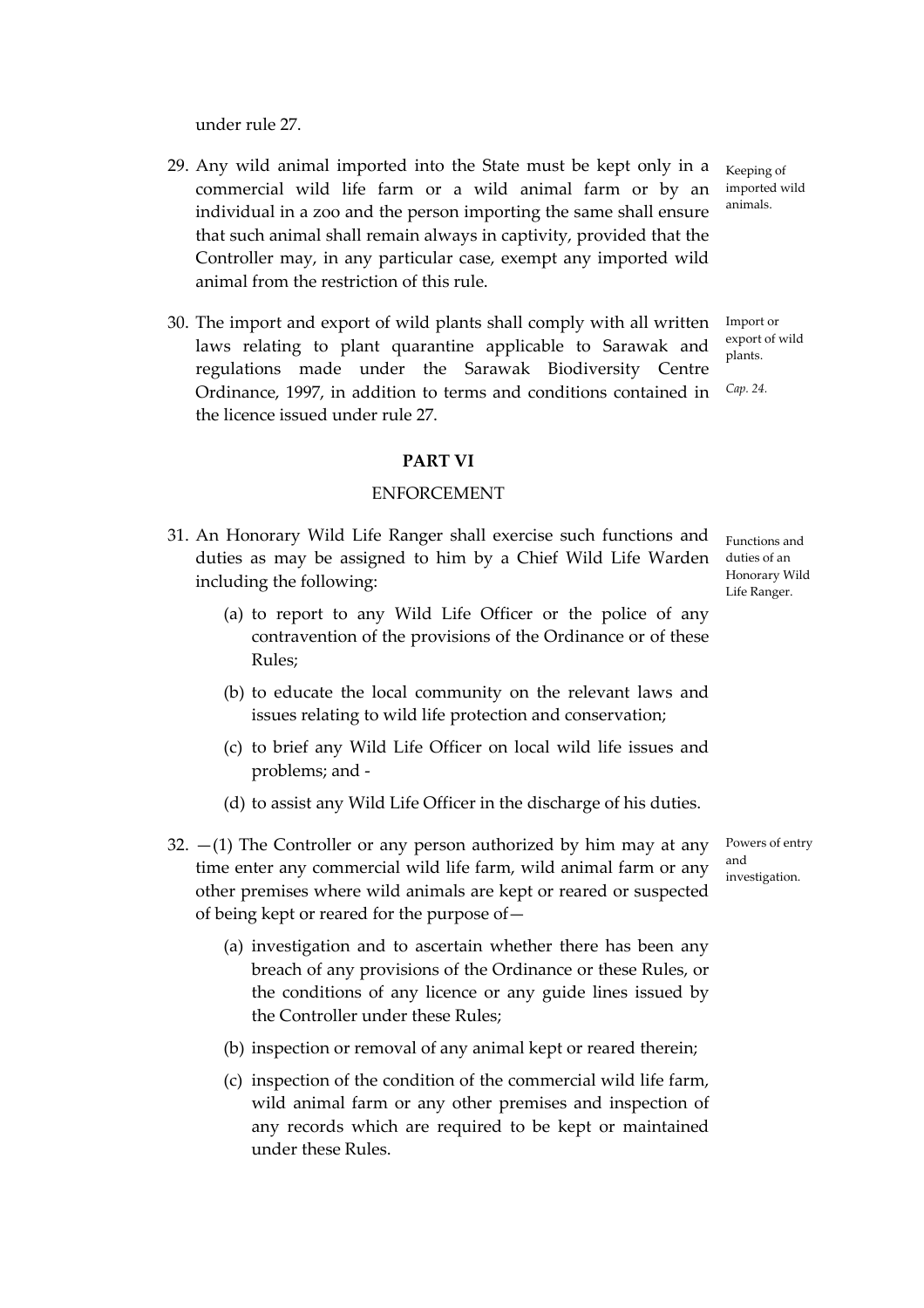under rule 27.

29. Any wild animal imported into the State must be kept only in a commercial wild life farm or a wild animal farm or by an individual in a zoo and the person importing the same shall ensure that such animal shall remain always in captivity, provided that the Controller may, in any particular case, exempt any imported wild animal from the restriction of this rule.

*Keeping of imported wild animals.*

30. The import and export of wild plants shall comply with all written laws relating to plant quarantine applicable to Sarawak and regulations made under the Sarawak Biodiversity Centre Ordinance, 1997, in addition to terms and conditions contained in the licence issued under rule 27.

*Import or export of wild plants.*

*Cap. 24.*

## PART VI

### ENFORCEMENT

31. An Honorary Wild Life Ranger shall exercise such functions and duties as may be assigned to him by a Chief Wild Life Warden including the following:

*Functions and duties of an Honorary Wild Life Ranger.*

   (a) to report to any Wild Life Officer or the police of any contravention of the provisions of the Ordinance or of these Rules;

   (b) to educate the local community on the relevant laws and issues relating to wild life protection and conservation;

   (c) to brief any Wild Life Officer on local wild life issues and problems; and -

   (d) to assist any Wild Life Officer in the discharge of his duties.

32. —(1) The Controller or any person authorized by him may at any time enter any commercial wild life farm, wild animal farm or any other premises where wild animals are kept or reared or suspected of being kept or reared for the purpose of—

*Powers of entry and investigation.*

   (a) investigation and to ascertain whether there has been any breach of any provisions of the Ordinance or these Rules, or the conditions of any licence or any guide lines issued by the Controller under these Rules;

   (b) inspection or removal of any animal kept or reared therein;

   (c) inspection of the condition of the commercial wild life farm, wild animal farm or any other premises and inspection of any records which are required to be kept or maintained under these Rules.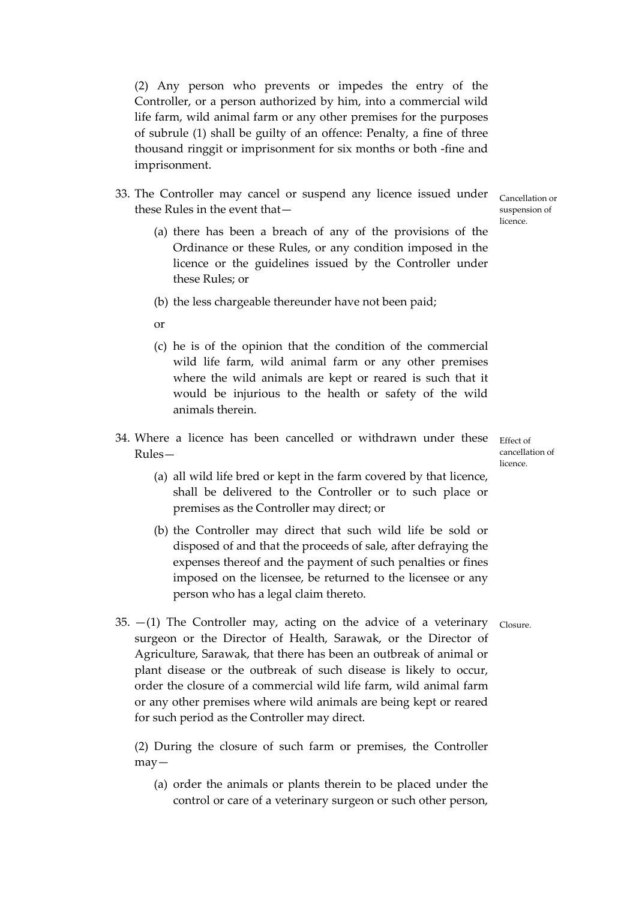(2) Any person who prevents or impedes the entry of the Controller, or a person authorized by him, into a commercial wild life farm, wild animal farm or any other premises for the purposes of subrule (1) shall be guilty of an offence: Penalty, a fine of three thousand ringgit or imprisonment for six months or both -fine and imprisonment.

*Cancellation or suspension of licence.*

33. The Controller may cancel or suspend any licence issued under these Rules in the event that—

(a) there has been a breach of any of the provisions of the Ordinance or these Rules, or any condition imposed in the licence or the guidelines issued by the Controller under these Rules; or

(b) the less chargeable thereunder have not been paid;

or

(c) he is of the opinion that the condition of the commercial wild life farm, wild animal farm or any other premises where the wild animals are kept or reared is such that it would be injurious to the health or safety of the wild animals therein.

*Effect of cancellation of licence.*

34. Where a licence has been cancelled or withdrawn under these Rules—

(a) all wild life bred or kept in the farm covered by that licence, shall be delivered to the Controller or to such place or premises as the Controller may direct; or

(b) the Controller may direct that such wild life be sold or disposed of and that the proceeds of sale, after defraying the expenses thereof and the payment of such penalties or fines imposed on the licensee, be returned to the licensee or any person who has a legal claim thereto.

*Closure.*

35. —(1) The Controller may, acting on the advice of a veterinary surgeon or the Director of Health, Sarawak, or the Director of Agriculture, Sarawak, that there has been an outbreak of animal or plant disease or the outbreak of such disease is likely to occur, order the closure of a commercial wild life farm, wild animal farm or any other premises where wild animals are being kept or reared for such period as the Controller may direct.

(2) During the closure of such farm or premises, the Controller may—

(a) order the animals or plants therein to be placed under the control or care of a veterinary surgeon or such other person,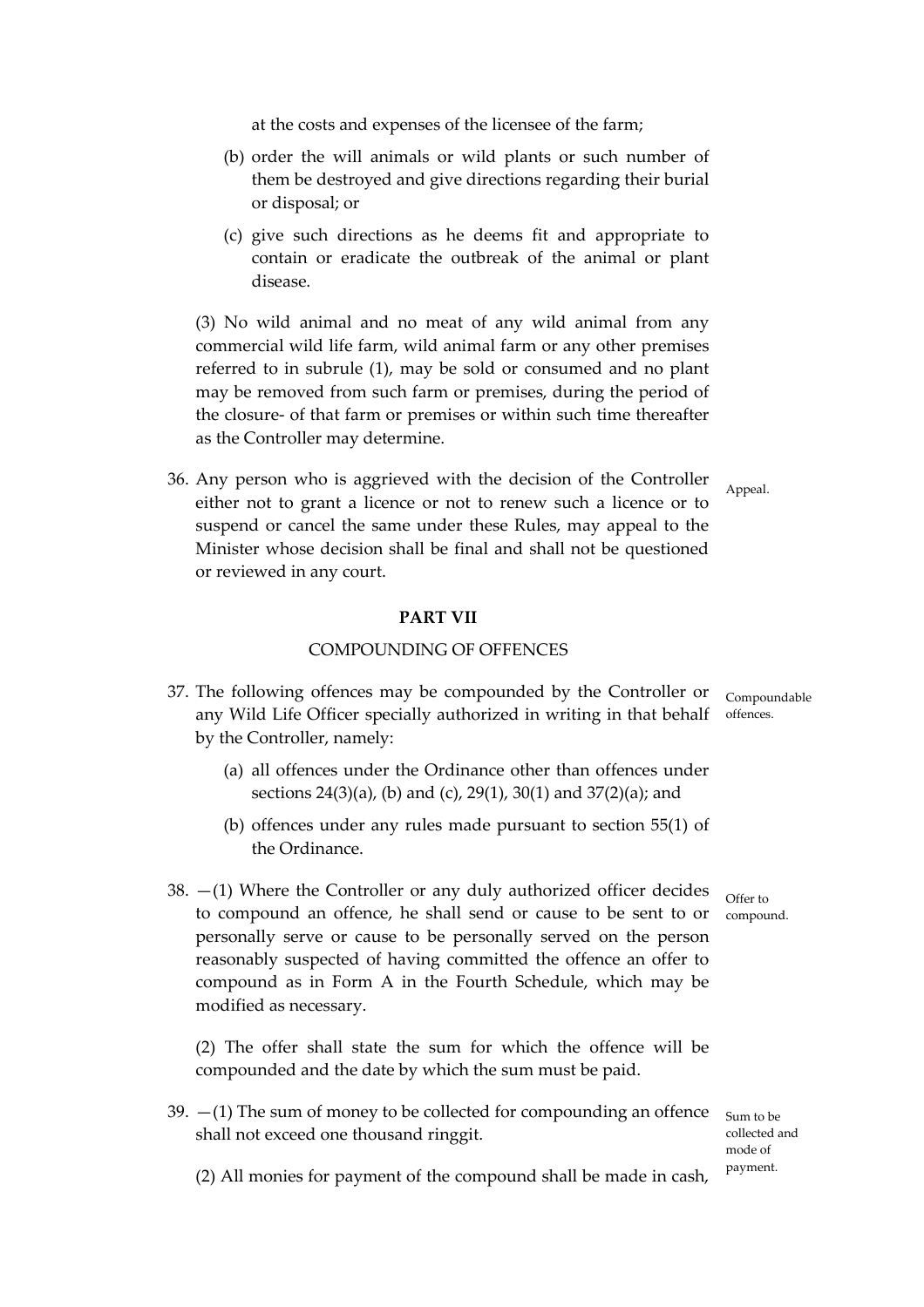at the costs and expenses of the licensee of the farm;

(b) order the will animals or wild plants or such number of them be destroyed and give directions regarding their burial or disposal; or

(c) give such directions as he deems fit and appropriate to contain or eradicate the outbreak of the animal or plant disease.

(3) No wild animal and no meat of any wild animal from any commercial wild life farm, wild animal farm or any other premises referred to in subrule (1), may be sold or consumed and no plant may be removed from such farm or premises, during the period of the closure- of that farm or premises or within such time thereafter as the Controller may determine.

Appeal.

36. Any person who is aggrieved with the decision of the Controller either not to grant a licence or not to renew such a licence or to suspend or cancel the same under these Rules, may appeal to the Minister whose decision shall be final and shall not be questioned or reviewed in any court.

## PART VII

### COMPOUNDING OF OFFENCES

Compoundable offences.

37. The following offences may be compounded by the Controller or any Wild Life Officer specially authorized in writing in that behalf by the Controller, namely:

(a) all offences under the Ordinance other than offences under sections 24(3)(a), (b) and (c), 29(1), 30(1) and 37(2)(a); and

(b) offences under any rules made pursuant to section 55(1) of the Ordinance.

Offer to compound.

38. —(1) Where the Controller or any duly authorized officer decides to compound an offence, he shall send or cause to be sent to or personally serve or cause to be personally served on the person reasonably suspected of having committed the offence an offer to compound as in Form A in the Fourth Schedule, which may be modified as necessary.

(2) The offer shall state the sum for which the offence will be compounded and the date by which the sum must be paid.

Sum to be collected and mode of payment.

39. —(1) The sum of money to be collected for compounding an offence shall not exceed one thousand ringgit.

(2) All monies for payment of the compound shall be made in cash,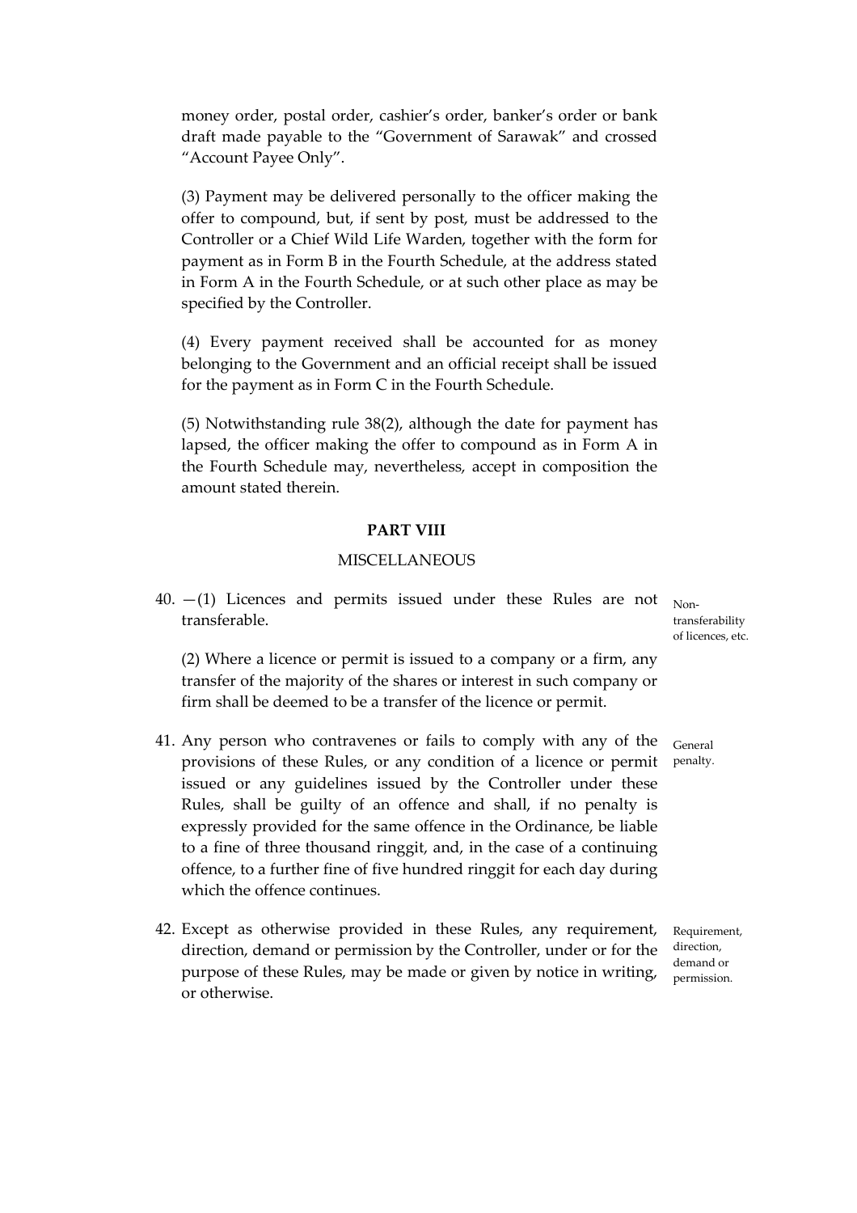money order, postal order, cashier's order, banker's order or bank draft made payable to the "Government of Sarawak" and crossed "Account Payee Only".

(3) Payment may be delivered personally to the officer making the offer to compound, but, if sent by post, must be addressed to the Controller or a Chief Wild Life Warden, together with the form for payment as in Form B in the Fourth Schedule, at the address stated in Form A in the Fourth Schedule, or at such other place as may be specified by the Controller.

(4) Every payment received shall be accounted for as money belonging to the Government and an official receipt shall be issued for the payment as in Form C in the Fourth Schedule.

(5) Notwithstanding rule 38(2), although the date for payment has lapsed, the officer making the offer to compound as in Form A in the Fourth Schedule may, nevertheless, accept in composition the amount stated therein.

## PART VIII

### MISCELLANEOUS

*Non-transferability of licences, etc.*

40. —(1) Licences and permits issued under these Rules are not transferable.

(2) Where a licence or permit is issued to a company or a firm, any transfer of the majority of the shares or interest in such company or firm shall be deemed to be a transfer of the licence or permit.

*General penalty.*

41. Any person who contravenes or fails to comply with any of the provisions of these Rules, or any condition of a licence or permit issued or any guidelines issued by the Controller under these Rules, shall be guilty of an offence and shall, if no penalty is expressly provided for the same offence in the Ordinance, be liable to a fine of three thousand ringgit, and, in the case of a continuing offence, to a further fine of five hundred ringgit for each day during which the offence continues.

*Requirement, direction, demand or permission.*

42. Except as otherwise provided in these Rules, any requirement, direction, demand or permission by the Controller, under or for the purpose of these Rules, may be made or given by notice in writing, or otherwise.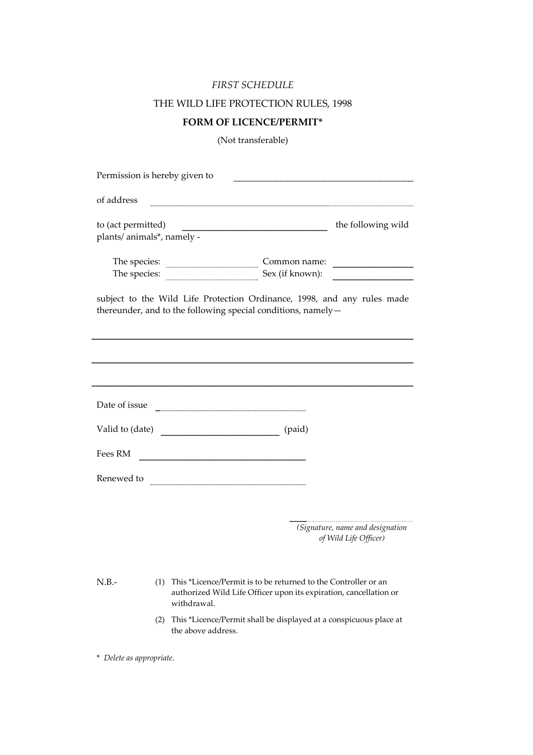*FIRST SCHEDULE*

THE WILD LIFE PROTECTION RULES, 1998

**FORM OF LICENCE/PERMIT***

(Not transferable)

Permission is hereby given to ..................................................

of address ..................................................

to (act permitted) .................................................. the following wild plants/ animals*, namely -

The species: .................................... Common name: ....................................
The species: .................................... Sex (if known): ....................................

subject to the Wild Life Protection Ordinance, 1998, and any rules made thereunder, and to the following special conditions, namely—

..................................................................................................

..................................................................................................

..................................................................................................

Date of issue ..................................................

Valid to (date) .................................................. (paid)

Fees RM ..................................................

Renewed to ..................................................

..................................................
*(Signature, name and designation of Wild Life Officer)*

N.B.-

(1) This *Licence/Permit is to be returned to the Controller or an authorized Wild Life Officer upon its expiration, cancellation or withdrawal.

(2) This *Licence/Permit shall be displayed at a conspicuous place at the above address.

\* *Delete as appropriate*.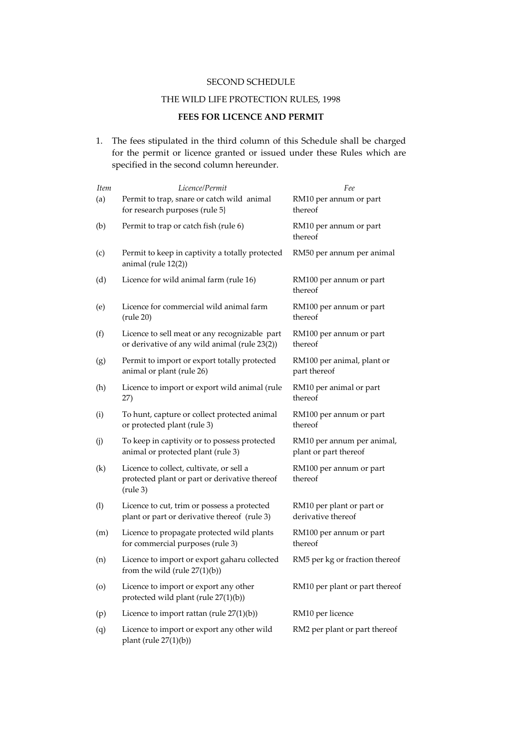SECOND SCHEDULE

THE WILD LIFE PROTECTION RULES, 1998

**FEES FOR LICENCE AND PERMIT**

1. The fees stipulated in the third column of this Schedule shall be charged for the permit or licence granted or issued under these Rules which are specified in the second column hereunder.

| *Item* | *Licence/Permit* | *Fee* |
|---|---|---|
| (a) | Permit to trap, snare or catch wild animal for research purposes (rule 5} | RM10 per annum or part thereof |
| (b) | Permit to trap or catch fish (rule 6) | RM10 per annum or part thereof |
| (c) | Permit to keep in captivity a totally protected animal (rule 12(2)) | RM50 per annum per animal |
| (d) | Licence for wild animal farm (rule 16) | RM100 per annum or part thereof |
| (e) | Licence for commercial wild animal farm (rule 20) | RM100 per annum or part thereof |
| (f) | Licence to sell meat or any recognizable part or derivative of any wild animal (rule 23(2)) | RM100 per annum or part thereof |
| (g) | Permit to import or export totally protected animal or plant (rule 26) | RM100 per animal, plant or part thereof |
| (h) | Licence to import or export wild animal (rule 27) | RM10 per animal or part thereof |
| (i) | To hunt, capture or collect protected animal or protected plant (rule 3) | RM100 per annum or part thereof |
| (j) | To keep in captivity or to possess protected animal or protected plant (rule 3) | RM10 per annum per animal, plant or part thereof |
| (k) | Licence to collect, cultivate, or sell a protected plant or part or derivative thereof (rule 3) | RM100 per annum or part thereof |
| (l) | Licence to cut, trim or possess a protected plant or part or derivative thereof (rule 3) | RM10 per plant or part or derivative thereof |
| (m) | Licence to propagate protected wild plants for commercial purposes (rule 3) | RM100 per annum or part thereof |
| (n) | Licence to import or export gaharu collected from the wild (rule 27(1)(b)) | RM5 per kg or fraction thereof |
| (o) | Licence to import or export any other protected wild plant (rule 27(1)(b)) | RM10 per plant or part thereof |
| (p) | Licence to import rattan (rule 27(1)(b)) | RM10 per licence |
| (q) | Licence to import or export any other wild plant (rule 27(1)(b)) | RM2 per plant or part thereof |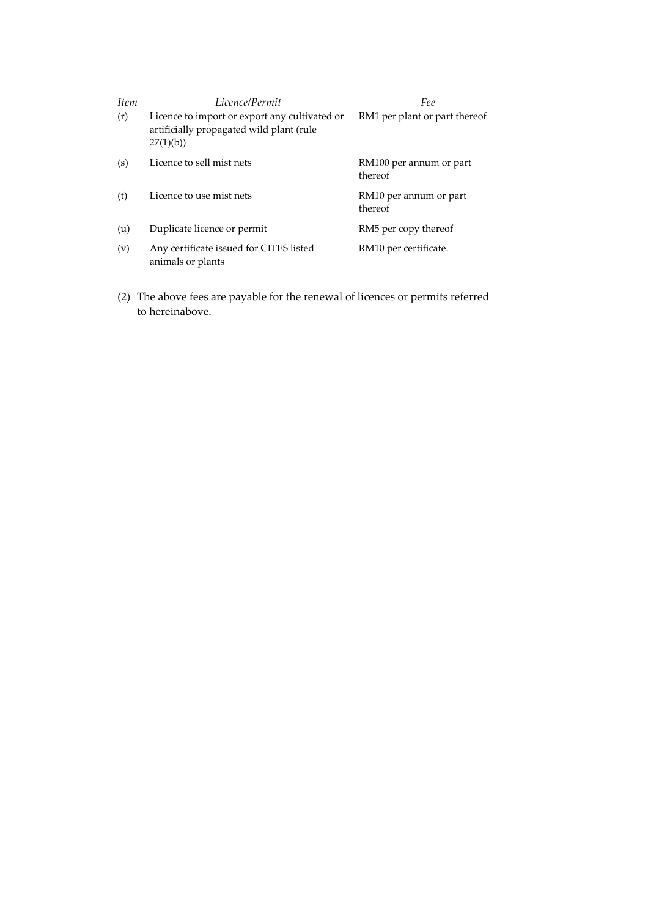| *Item* | *Licence/Permit* | *Fee* |
|---|---|---|
| (r) | Licence to import or export any cultivated or artificially propagated wild plant (rule 27(1)(b)) | RM1 per plant or part thereof |
| (s) | Licence to sell mist nets | RM100 per annum or part thereof |
| (t) | Licence to use mist nets | RM10 per annum or part thereof |
| (u) | Duplicate licence or permit | RM5 per copy thereof |
| (v) | Any certificate issued for CITES listed animals or plants | RM10 per certificate. |

(2) The above fees are payable for the renewal of licences or permits referred to hereinabove.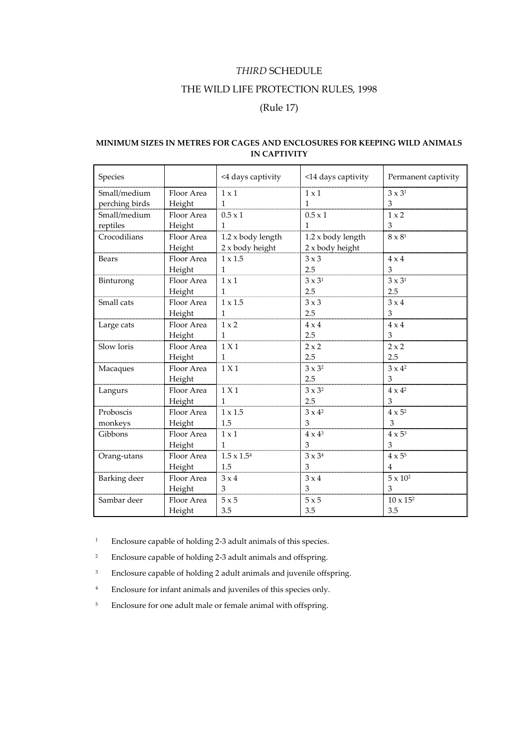# *THIRD* SCHEDULE

## THE WILD LIFE PROTECTION RULES, 1998

(Rule 17)

**MINIMUM SIZES IN METRES FOR CAGES AND ENCLOSURES FOR KEEPING WILD ANIMALS IN CAPTIVITY**

| Species | | <4 days captivity | <14 days captivity | Permanent captivity |
|---|---|---|---|---|
| Small/medium perching birds | Floor Area | 1 x 1 | 1 x 1 | 3 x 3[1] |
| | Height | 1 | 1 | 3 |
| Small/medium reptiles | Floor Area | 0.5 x 1 | 0.5 x 1 | 1 x 2 |
| | Height | 1 | 1 | 3 |
| Crocodilians | Floor Area | 1.2 x body length | 1.2 x body length | 8 x 8[1] |
| | Height | 2 x body height | 2 x body height | |
| Bears | Floor Area | 1 x 1.5 | 3 x 3 | 4 x 4 |
| | Height | 1 | 2.5 | 3 |
| Binturong | Floor Area | 1 x 1 | 3 x 3[1] | 3 x 3[1] |
| | Height | 1 | 2.5 | 2.5 |
| Small cats | Floor Area | 1 x 1.5 | 3 x 3 | 3 x 4 |
| | Height | 1 | 2.5 | 3 |
| Large cats | Floor Area | 1 x 2 | 4 x 4 | 4 x 4 |
| | Height | 1 | 2.5 | 3 |
| Slow loris | Floor Area | 1 X 1 | 2 x 2 | 2 x 2 |
| | Height | 1 | 2.5 | 2.5 |
| Macaques | Floor Area | 1 X 1 | 3 x 3[2] | 3 x 4[2] |
| | Height | | 2.5 | 3 |
| Langurs | Floor Area | 1 X 1 | 3 x 3[2] | 4 x 4[2] |
| | Height | 1 | 2.5 | 3 |
| Proboscis monkeys | Floor Area | 1 x 1.5 | 3 x 4[2] | 4 x 5[2] |
| | Height | 1.5 | 3 | 3 |
| Gibbons | Floor Area | 1 x 1 | 4 x 4[3] | 4 x 5[3] |
| | Height | 1 | 3 | 3 |
| Orang-utans | Floor Area | 1.5 x 1.5[4] | 3 x 3[4] | 4 x 5[5] |
| | Height | 1.5 | 3 | 4 |
| Barking deer | Floor Area | 3 x 4 | 3 x 4 | 5 x 10[2] |
| | Height | 3 | 3 | 3 |
| Sambar deer | Floor Area | 5 x 5 | 5 x 5 | 10 x 15[2] |
| | Height | 3.5 | 3.5 | 3.5 |

[1] Enclosure capable of holding 2-3 adult animals of this species.

[2] Enclosure capable of holding 2-3 adult animals and offspring.

[3] Enclosure capable of holding 2 adult animals and juvenile offspring.

[4] Enclosure for infant animals and juveniles of this species only.

[5] Enclosure for one adult male or female animal with offspring.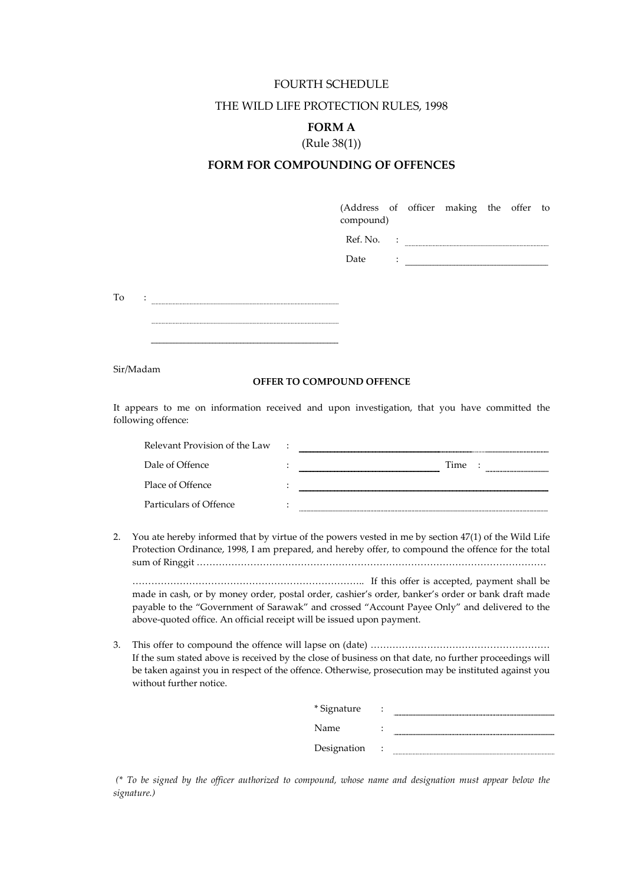FOURTH SCHEDULE

THE WILD LIFE PROTECTION RULES, 1998

**FORM A**

(Rule 38(1))

**FORM FOR COMPOUNDING OF OFFENCES**

(Address of officer making the offer to compound)

Ref. No. : ....................................

Date : ____________________

To : ....................................................

....................................................

____________________________

Sir/Madam

**OFFER TO COMPOUND OFFENCE**

It appears to me on information received and upon investigation, that you have committed the following offence:

Relevant Provision of the Law : ____________________

Dale of Offence : ____________________ Time : ..................

Place of Offence : ____________________

Particulars of Offence : ....................................

2. You ate hereby informed that by virtue of the powers vested in me by section 47(1) of the Wild Life Protection Ordinance, 1998, I am prepared, and hereby offer, to compound the offence for the total sum of Ringgit ……………………………………………………………………………………………………

……………………………………………………………….. If this offer is accepted, payment shall be made in cash, or by money order, postal order, cashier's order, banker's order or bank draft made payable to the "Government of Sarawak" and crossed "Account Payee Only" and delivered to the above-quoted office. An official receipt will be issued upon payment.

3. This offer to compound the offence will lapse on (date) ………………………………………………… If the sum stated above is received by the close of business on that date, no further proceedings will be taken against you in respect of the offence. Otherwise, prosecution may be instituted against you without further notice.

\* Signature : ....................................

Name : ....................................

Designation : ....................................

*(\* To be signed by the officer authorized to compound, whose name and designation must appear below the signature.)*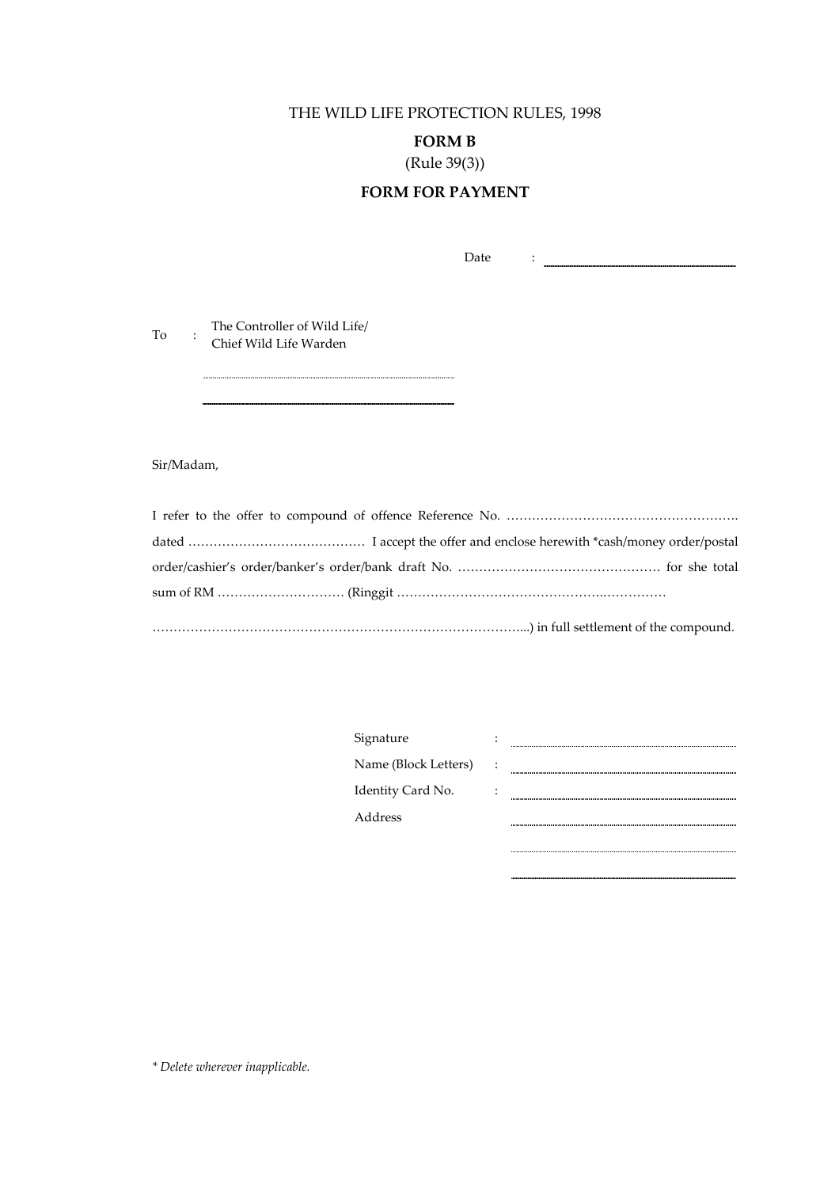THE WILD LIFE PROTECTION RULES, 1998

**FORM B**

(Rule 39(3))

**FORM FOR PAYMENT**

Date : ____________________

To : The Controller of Wild Life/
Chief Wild Life Warden

____________________

____________________

Sir/Madam,

I refer to the offer to compound of offence Reference No. ………………………………………………. dated …………………………………… I accept the offer and enclose herewith *cash/money order/postal order/cashier's order/banker's order/bank draft No. ………………………………………… for she total sum of RM ………………………… (Ringgit ………………………………………….……………

…………………………………………………………………………...) in full settlement of the compound.

Signature : ____________________

Name (Block Letters) : ____________________

Identity Card No. : ____________________

Address ____________________

____________________

____________________

*\* Delete wherever inapplicable.*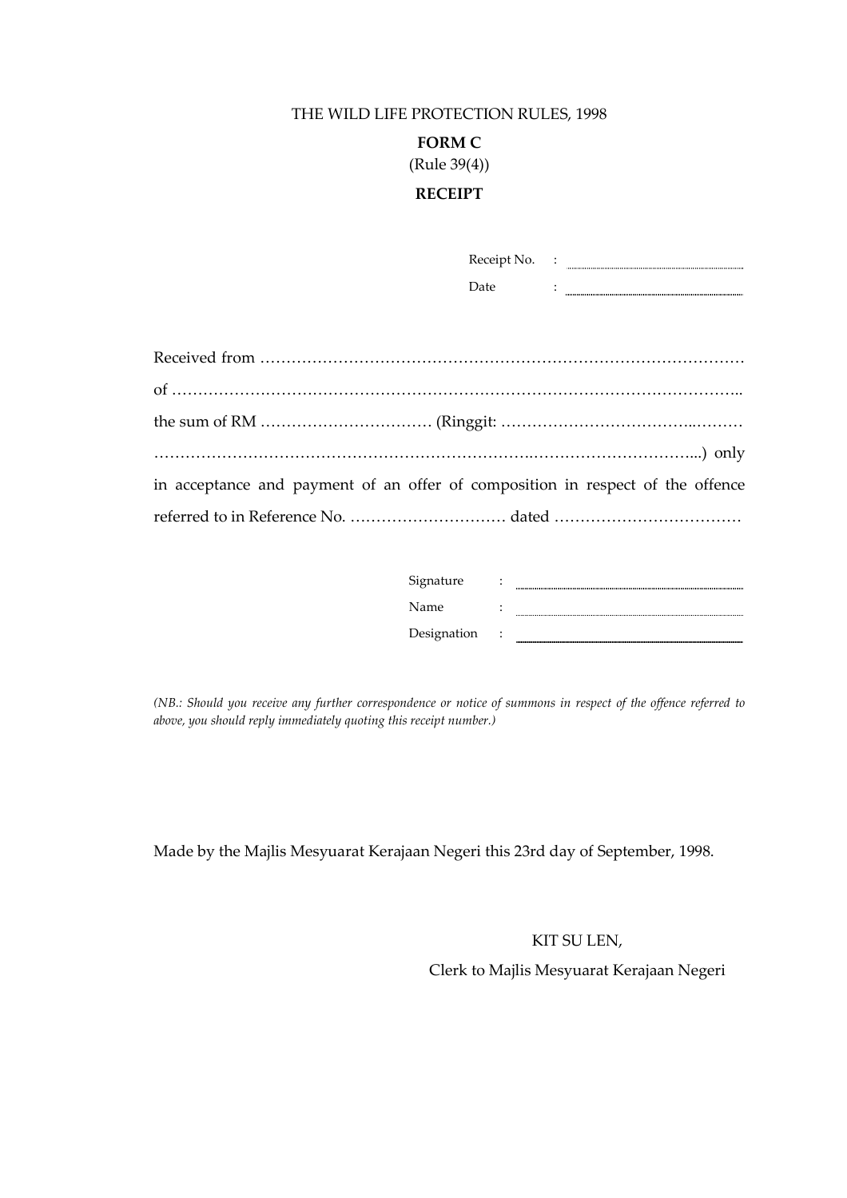THE WILD LIFE PROTECTION RULES, 1998

**FORM C**

(Rule 39(4))

**RECEIPT**

Receipt No. : ..............................

Date : ..............................

Received from ………………………………………………………………………………

of ……………………………………………………………………………………………..

the sum of RM …………………………… (Ringgit: ……………………………..………

…………………………………………………………….…………………………...) only

in acceptance and payment of an offer of composition in respect of the offence referred to in Reference No. ………………………… dated ………………………………

Signature : ..............................

Name : ..............................

Designation : ..............................

*(NB.: Should you receive any further correspondence or notice of summons in respect of the offence referred to above, you should reply immediately quoting this receipt number.)*

Made by the Majlis Mesyuarat Kerajaan Negeri this 23rd day of September, 1998.

KIT SU LEN,

Clerk to Majlis Mesyuarat Kerajaan Negeri